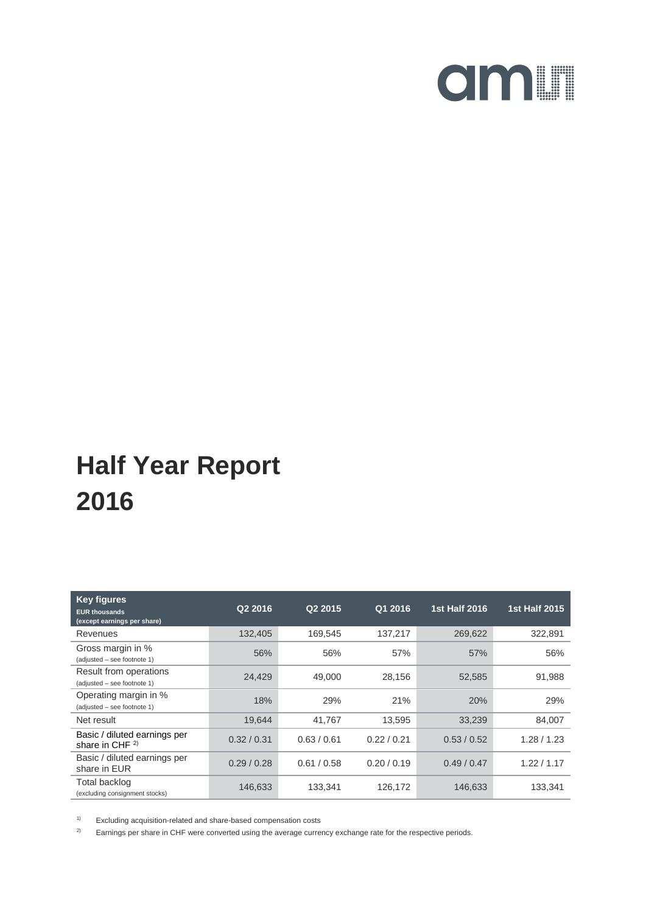# Half Year Report 2016

| Key figures<br>EUR thousands<br>(except earnings per share) | Q2 2016 | Q2 2015 | Q1 2016 | 1st Half 2016 | 1st Half 2015 |
|---|---|---|---|---|---|
| Revenues | 132,405 | 169,545 | 137,217 | 269,622 | 322,891 |
| Gross margin in %<br>(adjusted – see footnote 1) | 56% | 56% | 57% | 57% | 56% |
| Result from operations<br>(adjusted – see footnote 1) | 24,429 | 49,000 | 28,156 | 52,585 | 91,988 |
| Operating margin in %<br>(adjusted – see footnote 1) | 18% | 29% | 21% | 20% | 29% |
| Net result | 19,644 | 41,767 | 13,595 | 33,239 | 84,007 |
| Basic / diluted earnings per share in CHF [2] | 0.32 / 0.31 | 0.63 / 0.61 | 0.22 / 0.21 | 0.53 / 0.52 | 1.28 / 1.23 |
| Basic / diluted earnings per share in EUR | 0.29 / 0.28 | 0.61 / 0.58 | 0.20 / 0.19 | 0.49 / 0.47 | 1.22 / 1.17 |
| Total backlog<br>(excluding consignment stocks) | 146,633 | 133,341 | 126,172 | 146,633 | 133,341 |

[1] Excluding acquisition-related and share-based compensation costs

[2] Earnings per share in CHF were converted using the average currency exchange rate for the respective periods.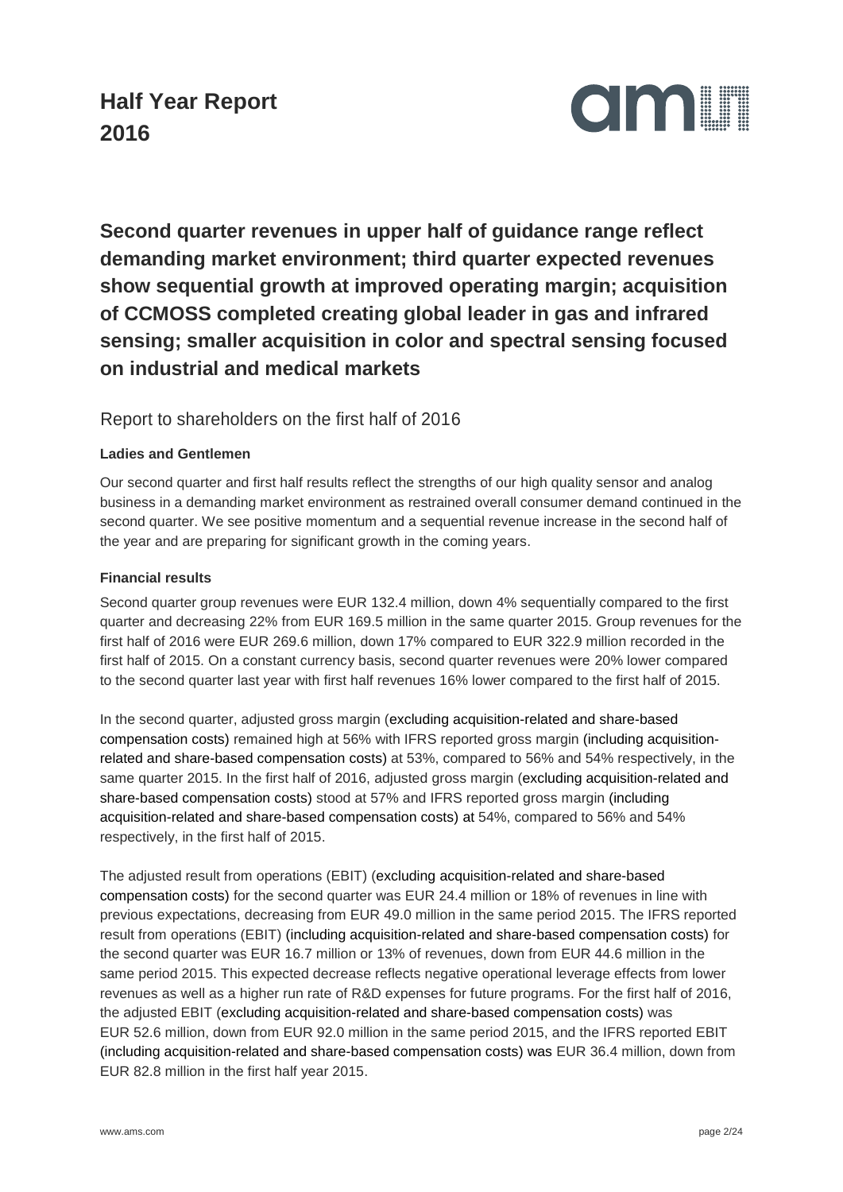# Half Year Report 2016

## Second quarter revenues in upper half of guidance range reflect demanding market environment; third quarter expected revenues show sequential growth at improved operating margin; acquisition of CCMOSS completed creating global leader in gas and infrared sensing; smaller acquisition in color and spectral sensing focused on industrial and medical markets

### Report to shareholders on the first half of 2016

**Ladies and Gentlemen**

Our second quarter and first half results reflect the strengths of our high quality sensor and analog business in a demanding market environment as restrained overall consumer demand continued in the second quarter. We see positive momentum and a sequential revenue increase in the second half of the year and are preparing for significant growth in the coming years.

**Financial results**

Second quarter group revenues were EUR 132.4 million, down 4% sequentially compared to the first quarter and decreasing 22% from EUR 169.5 million in the same quarter 2015. Group revenues for the first half of 2016 were EUR 269.6 million, down 17% compared to EUR 322.9 million recorded in the first half of 2015. On a constant currency basis, second quarter revenues were 20% lower compared to the second quarter last year with first half revenues 16% lower compared to the first half of 2015.

In the second quarter, adjusted gross margin (excluding acquisition-related and share-based compensation costs) remained high at 56% with IFRS reported gross margin (including acquisition-related and share-based compensation costs) at 53%, compared to 56% and 54% respectively, in the same quarter 2015. In the first half of 2016, adjusted gross margin (excluding acquisition-related and share-based compensation costs) stood at 57% and IFRS reported gross margin (including acquisition-related and share-based compensation costs) at 54%, compared to 56% and 54% respectively, in the first half of 2015.

The adjusted result from operations (EBIT) (excluding acquisition-related and share-based compensation costs) for the second quarter was EUR 24.4 million or 18% of revenues in line with previous expectations, decreasing from EUR 49.0 million in the same period 2015. The IFRS reported result from operations (EBIT) (including acquisition-related and share-based compensation costs) for the second quarter was EUR 16.7 million or 13% of revenues, down from EUR 44.6 million in the same period 2015. This expected decrease reflects negative operational leverage effects from lower revenues as well as a higher run rate of R&D expenses for future programs. For the first half of 2016, the adjusted EBIT (excluding acquisition-related and share-based compensation costs) was EUR 52.6 million, down from EUR 92.0 million in the same period 2015, and the IFRS reported EBIT (including acquisition-related and share-based compensation costs) was EUR 36.4 million, down from EUR 82.8 million in the first half year 2015.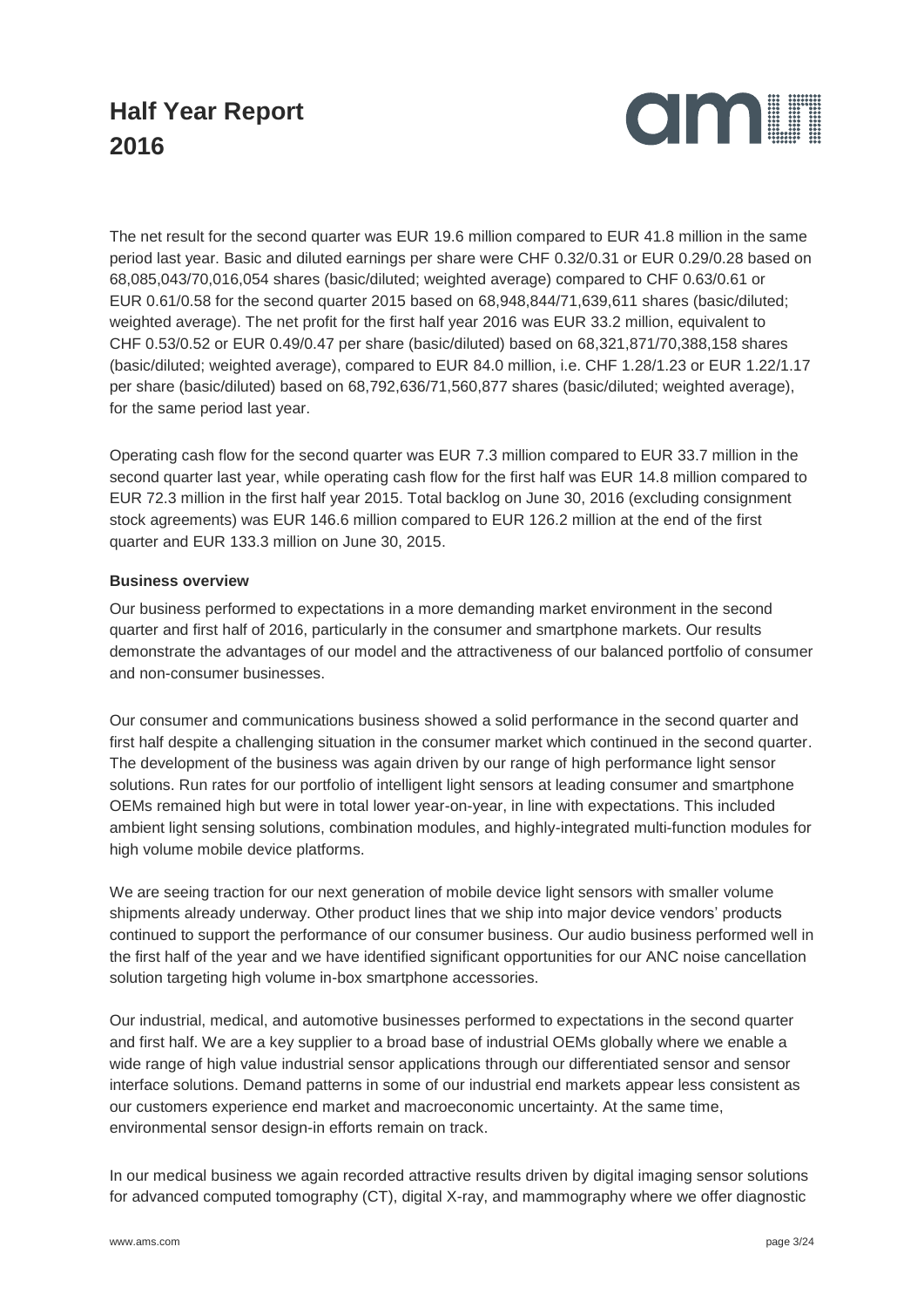The net result for the second quarter was EUR 19.6 million compared to EUR 41.8 million in the same period last year. Basic and diluted earnings per share were CHF 0.32/0.31 or EUR 0.29/0.28 based on 68,085,043/70,016,054 shares (basic/diluted; weighted average) compared to CHF 0.63/0.61 or EUR 0.61/0.58 for the second quarter 2015 based on 68,948,844/71,639,611 shares (basic/diluted; weighted average). The net profit for the first half year 2016 was EUR 33.2 million, equivalent to CHF 0.53/0.52 or EUR 0.49/0.47 per share (basic/diluted) based on 68,321,871/70,388,158 shares (basic/diluted; weighted average), compared to EUR 84.0 million, i.e. CHF 1.28/1.23 or EUR 1.22/1.17 per share (basic/diluted) based on 68,792,636/71,560,877 shares (basic/diluted; weighted average), for the same period last year.

Operating cash flow for the second quarter was EUR 7.3 million compared to EUR 33.7 million in the second quarter last year, while operating cash flow for the first half was EUR 14.8 million compared to EUR 72.3 million in the first half year 2015. Total backlog on June 30, 2016 (excluding consignment stock agreements) was EUR 146.6 million compared to EUR 126.2 million at the end of the first quarter and EUR 133.3 million on June 30, 2015.

**Business overview**

Our business performed to expectations in a more demanding market environment in the second quarter and first half of 2016, particularly in the consumer and smartphone markets. Our results demonstrate the advantages of our model and the attractiveness of our balanced portfolio of consumer and non-consumer businesses.

Our consumer and communications business showed a solid performance in the second quarter and first half despite a challenging situation in the consumer market which continued in the second quarter. The development of the business was again driven by our range of high performance light sensor solutions. Run rates for our portfolio of intelligent light sensors at leading consumer and smartphone OEMs remained high but were in total lower year-on-year, in line with expectations. This included ambient light sensing solutions, combination modules, and highly-integrated multi-function modules for high volume mobile device platforms.

We are seeing traction for our next generation of mobile device light sensors with smaller volume shipments already underway. Other product lines that we ship into major device vendors' products continued to support the performance of our consumer business. Our audio business performed well in the first half of the year and we have identified significant opportunities for our ANC noise cancellation solution targeting high volume in-box smartphone accessories.

Our industrial, medical, and automotive businesses performed to expectations in the second quarter and first half. We are a key supplier to a broad base of industrial OEMs globally where we enable a wide range of high value industrial sensor applications through our differentiated sensor and sensor interface solutions. Demand patterns in some of our industrial end markets appear less consistent as our customers experience end market and macroeconomic uncertainty. At the same time, environmental sensor design-in efforts remain on track.

In our medical business we again recorded attractive results driven by digital imaging sensor solutions for advanced computed tomography (CT), digital X-ray, and mammography where we offer diagnostic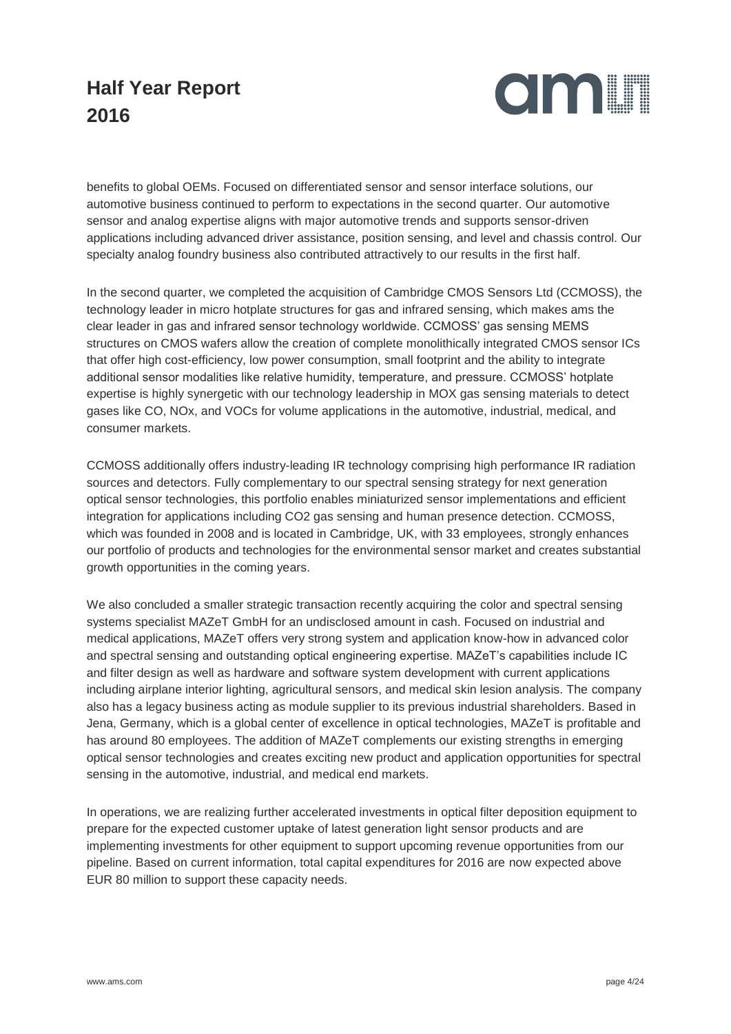benefits to global OEMs. Focused on differentiated sensor and sensor interface solutions, our automotive business continued to perform to expectations in the second quarter. Our automotive sensor and analog expertise aligns with major automotive trends and supports sensor-driven applications including advanced driver assistance, position sensing, and level and chassis control. Our specialty analog foundry business also contributed attractively to our results in the first half.

In the second quarter, we completed the acquisition of Cambridge CMOS Sensors Ltd (CCMOSS), the technology leader in micro hotplate structures for gas and infrared sensing, which makes ams the clear leader in gas and infrared sensor technology worldwide. CCMOSS' gas sensing MEMS structures on CMOS wafers allow the creation of complete monolithically integrated CMOS sensor ICs that offer high cost-efficiency, low power consumption, small footprint and the ability to integrate additional sensor modalities like relative humidity, temperature, and pressure. CCMOSS' hotplate expertise is highly synergetic with our technology leadership in MOX gas sensing materials to detect gases like CO, NOx, and VOCs for volume applications in the automotive, industrial, medical, and consumer markets.

CCMOSS additionally offers industry-leading IR technology comprising high performance IR radiation sources and detectors. Fully complementary to our spectral sensing strategy for next generation optical sensor technologies, this portfolio enables miniaturized sensor implementations and efficient integration for applications including CO2 gas sensing and human presence detection. CCMOSS, which was founded in 2008 and is located in Cambridge, UK, with 33 employees, strongly enhances our portfolio of products and technologies for the environmental sensor market and creates substantial growth opportunities in the coming years.

We also concluded a smaller strategic transaction recently acquiring the color and spectral sensing systems specialist MAZeT GmbH for an undisclosed amount in cash. Focused on industrial and medical applications, MAZeT offers very strong system and application know-how in advanced color and spectral sensing and outstanding optical engineering expertise. MAZeT's capabilities include IC and filter design as well as hardware and software system development with current applications including airplane interior lighting, agricultural sensors, and medical skin lesion analysis. The company also has a legacy business acting as module supplier to its previous industrial shareholders. Based in Jena, Germany, which is a global center of excellence in optical technologies, MAZeT is profitable and has around 80 employees. The addition of MAZeT complements our existing strengths in emerging optical sensor technologies and creates exciting new product and application opportunities for spectral sensing in the automotive, industrial, and medical end markets.

In operations, we are realizing further accelerated investments in optical filter deposition equipment to prepare for the expected customer uptake of latest generation light sensor products and are implementing investments for other equipment to support upcoming revenue opportunities from our pipeline. Based on current information, total capital expenditures for 2016 are now expected above EUR 80 million to support these capacity needs.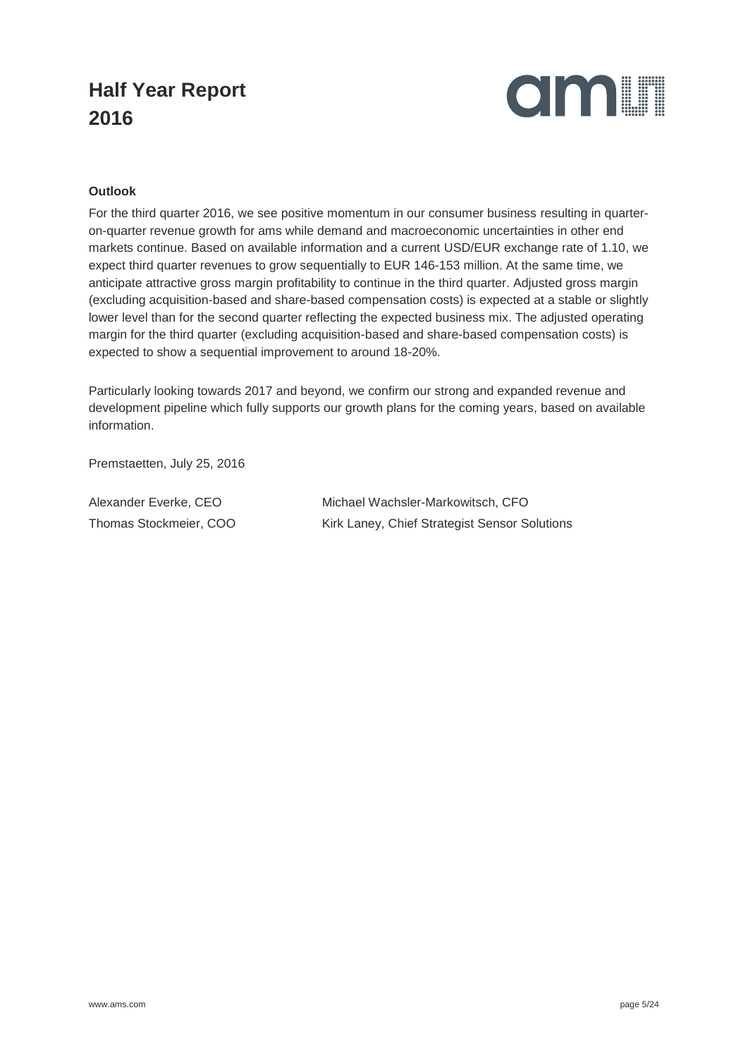#### Outlook

For the third quarter 2016, we see positive momentum in our consumer business resulting in quarter-on-quarter revenue growth for ams while demand and macroeconomic uncertainties in other end markets continue. Based on available information and a current USD/EUR exchange rate of 1.10, we expect third quarter revenues to grow sequentially to EUR 146-153 million. At the same time, we anticipate attractive gross margin profitability to continue in the third quarter. Adjusted gross margin (excluding acquisition-based and share-based compensation costs) is expected at a stable or slightly lower level than for the second quarter reflecting the expected business mix. The adjusted operating margin for the third quarter (excluding acquisition-based and share-based compensation costs) is expected to show a sequential improvement to around 18-20%.

Particularly looking towards 2017 and beyond, we confirm our strong and expanded revenue and development pipeline which fully supports our growth plans for the coming years, based on available information.

Premstaetten, July 25, 2016

Alexander Everke, CEO

Michael Wachsler-Markowitsch, CFO

Thomas Stockmeier, COO

Kirk Laney, Chief Strategist Sensor Solutions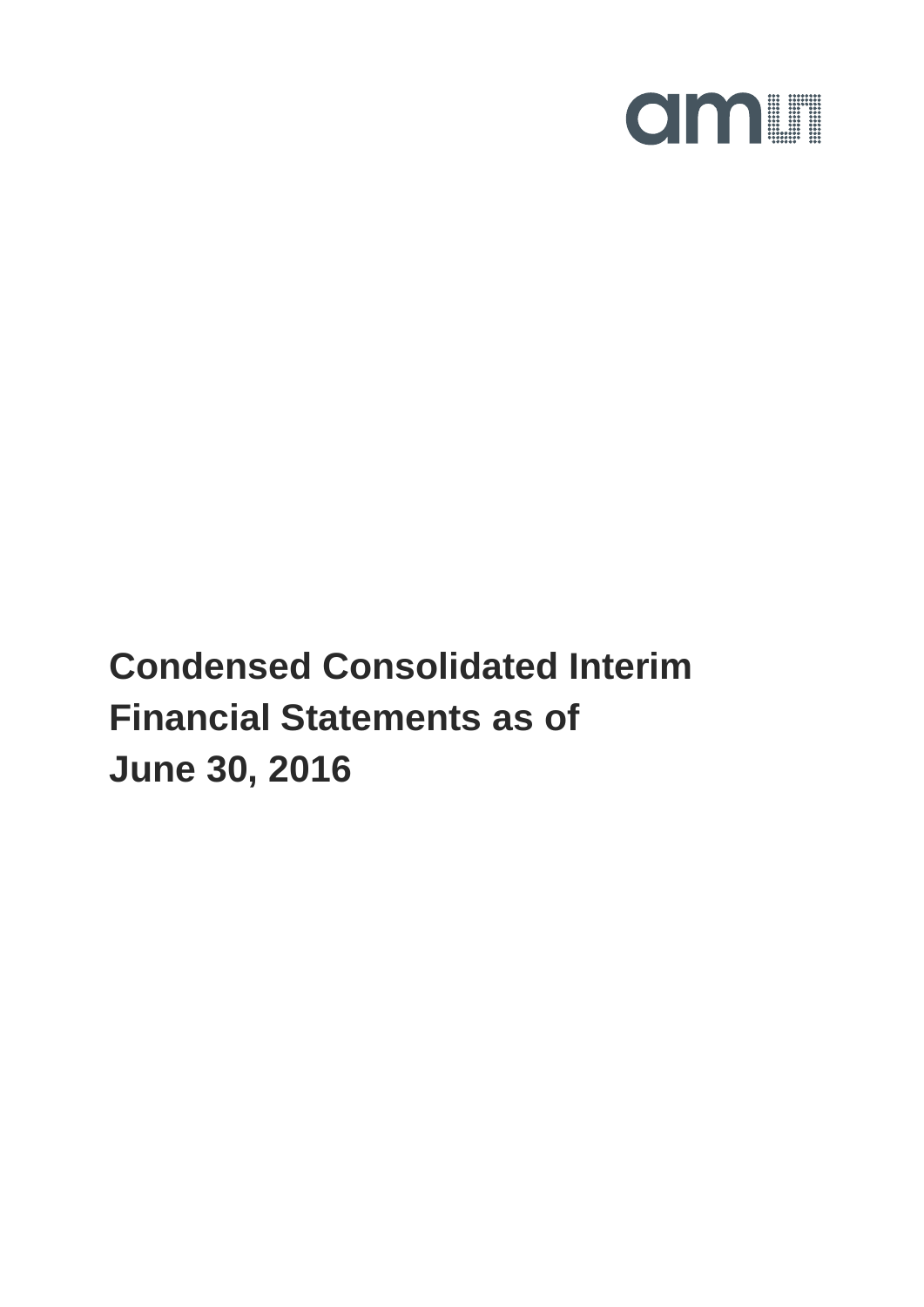# Condensed Consolidated Interim Financial Statements as of June 30, 2016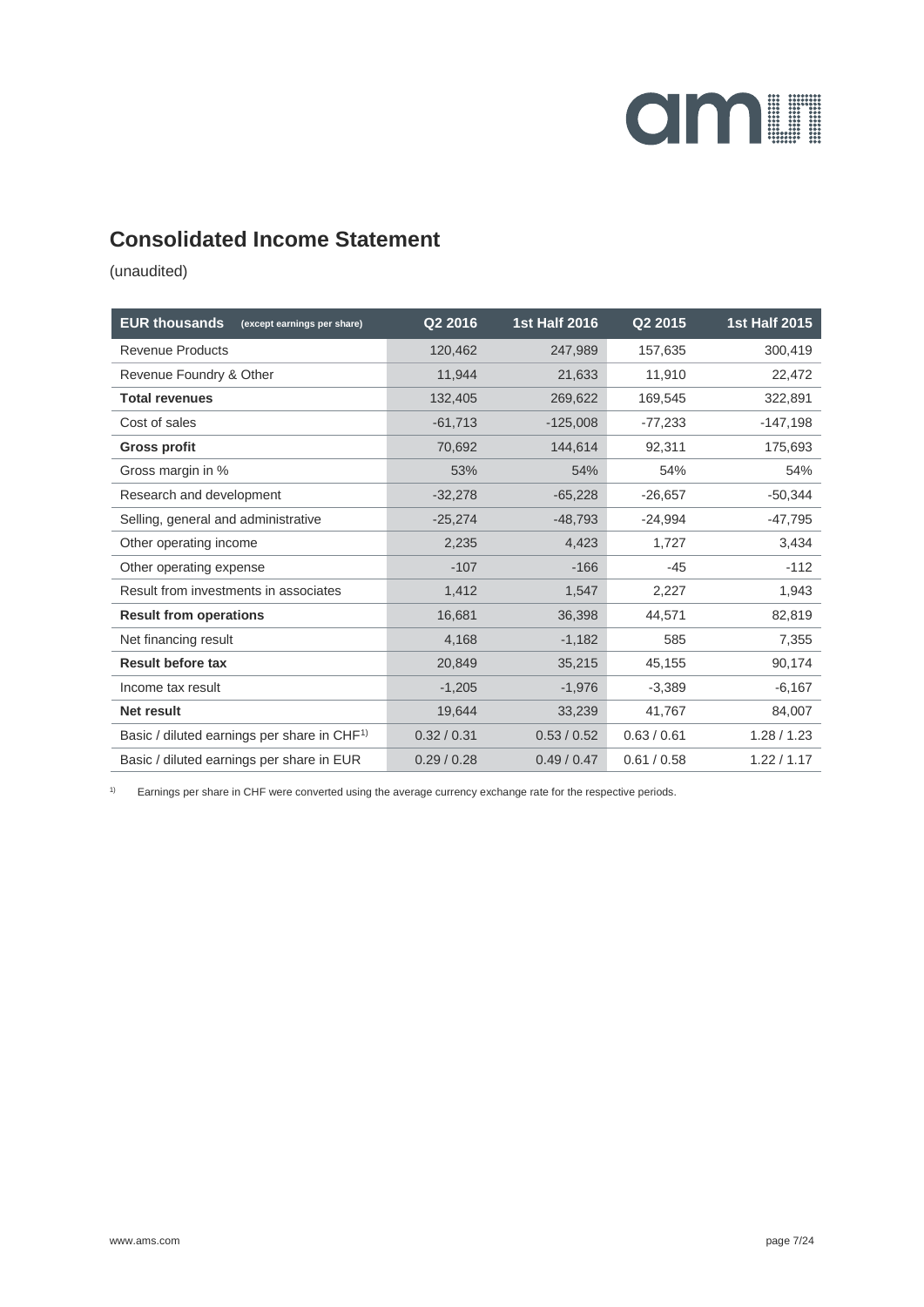## Consolidated Income Statement

(unaudited)

| EUR thousands (except earnings per share) | Q2 2016 | 1st Half 2016 | Q2 2015 | 1st Half 2015 |
|---|---|---|---|---|
| Revenue Products | 120,462 | 247,989 | 157,635 | 300,419 |
| Revenue Foundry & Other | 11,944 | 21,633 | 11,910 | 22,472 |
| **Total revenues** | 132,405 | 269,622 | 169,545 | 322,891 |
| Cost of sales | -61,713 | -125,008 | -77,233 | -147,198 |
| **Gross profit** | 70,692 | 144,614 | 92,311 | 175,693 |
| Gross margin in % | 53% | 54% | 54% | 54% |
| Research and development | -32,278 | -65,228 | -26,657 | -50,344 |
| Selling, general and administrative | -25,274 | -48,793 | -24,994 | -47,795 |
| Other operating income | 2,235 | 4,423 | 1,727 | 3,434 |
| Other operating expense | -107 | -166 | -45 | -112 |
| Result from investments in associates | 1,412 | 1,547 | 2,227 | 1,943 |
| **Result from operations** | 16,681 | 36,398 | 44,571 | 82,819 |
| Net financing result | 4,168 | -1,182 | 585 | 7,355 |
| **Result before tax** | 20,849 | 35,215 | 45,155 | 90,174 |
| Income tax result | -1,205 | -1,976 | -3,389 | -6,167 |
| **Net result** | 19,644 | 33,239 | 41,767 | 84,007 |
| Basic / diluted earnings per share in CHF[1)] | 0.32 / 0.31 | 0.53 / 0.52 | 0.63 / 0.61 | 1.28 / 1.23 |
| Basic / diluted earnings per share in EUR | 0.29 / 0.28 | 0.49 / 0.47 | 0.61 / 0.58 | 1.22 / 1.17 |

[1)] Earnings per share in CHF were converted using the average currency exchange rate for the respective periods.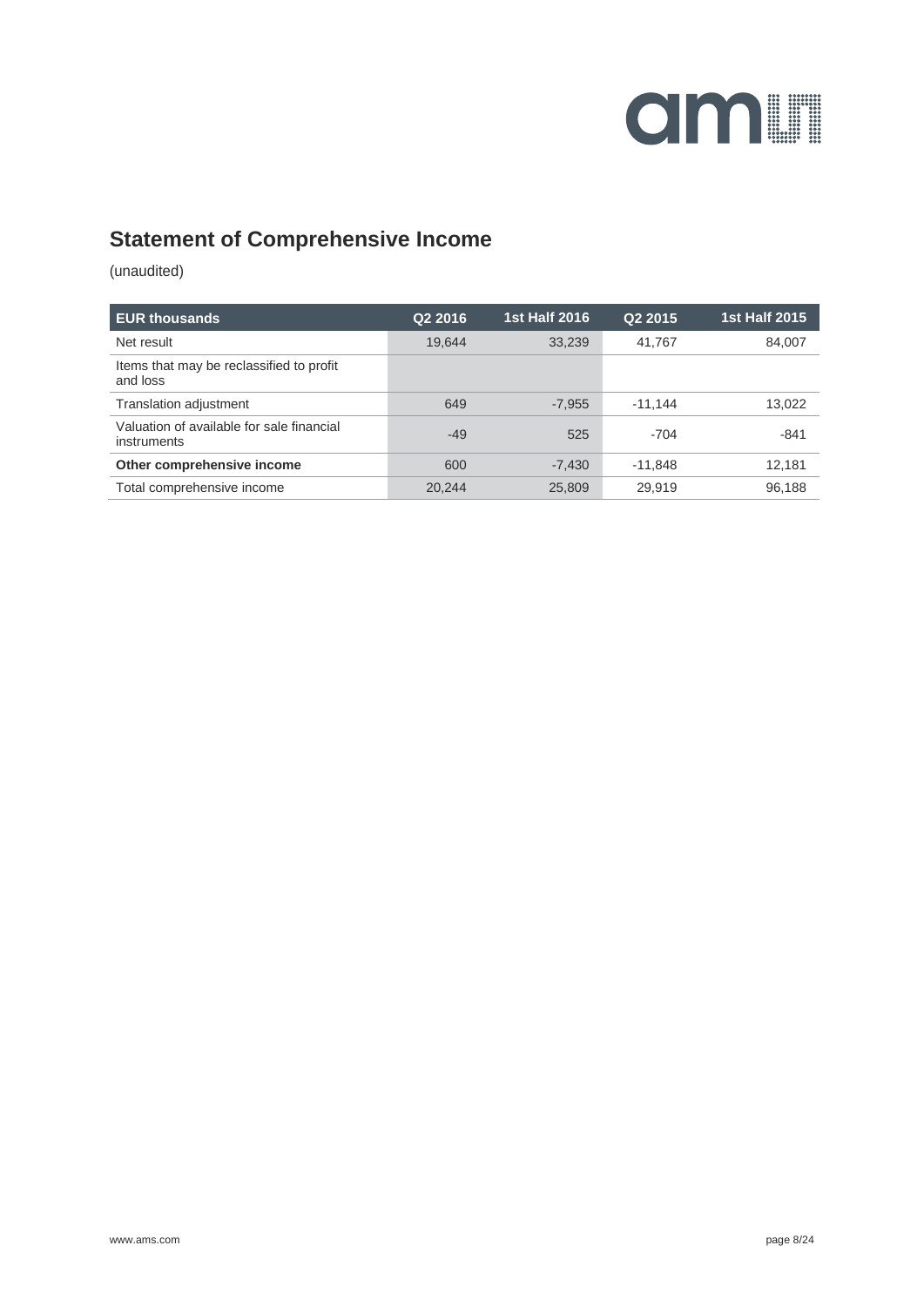## Statement of Comprehensive Income

(unaudited)

| EUR thousands | Q2 2016 | 1st Half 2016 | Q2 2015 | 1st Half 2015 |
|---|---|---|---|---|
| Net result | 19,644 | 33,239 | 41,767 | 84,007 |
| Items that may be reclassified to profit and loss | | | | |
| Translation adjustment | 649 | -7,955 | -11,144 | 13,022 |
| Valuation of available for sale financial instruments | -49 | 525 | -704 | -841 |
| **Other comprehensive income** | 600 | -7,430 | -11,848 | 12,181 |
| Total comprehensive income | 20,244 | 25,809 | 29,919 | 96,188 |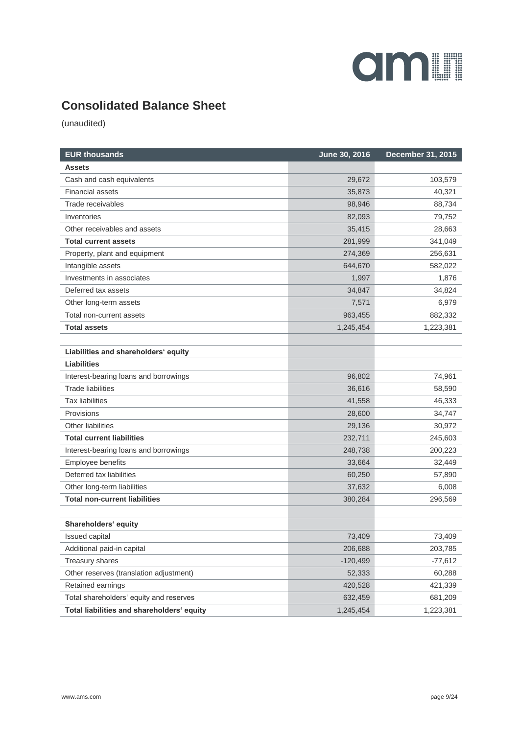## Consolidated Balance Sheet

(unaudited)

| EUR thousands | June 30, 2016 | December 31, 2015 |
|---|---|---|
| **Assets** | | |
| Cash and cash equivalents | 29,672 | 103,579 |
| Financial assets | 35,873 | 40,321 |
| Trade receivables | 98,946 | 88,734 |
| Inventories | 82,093 | 79,752 |
| Other receivables and assets | 35,415 | 28,663 |
| **Total current assets** | 281,999 | 341,049 |
| Property, plant and equipment | 274,369 | 256,631 |
| Intangible assets | 644,670 | 582,022 |
| Investments in associates | 1,997 | 1,876 |
| Deferred tax assets | 34,847 | 34,824 |
| Other long-term assets | 7,571 | 6,979 |
| Total non-current assets | 963,455 | 882,332 |
| **Total assets** | 1,245,454 | 1,223,381 |
| | | |
| **Liabilities and shareholders‘ equity** | | |
| **Liabilities** | | |
| Interest-bearing loans and borrowings | 96,802 | 74,961 |
| Trade liabilities | 36,616 | 58,590 |
| Tax liabilities | 41,558 | 46,333 |
| Provisions | 28,600 | 34,747 |
| Other liabilities | 29,136 | 30,972 |
| **Total current liabilities** | 232,711 | 245,603 |
| Interest-bearing loans and borrowings | 248,738 | 200,223 |
| Employee benefits | 33,664 | 32,449 |
| Deferred tax liabilities | 60,250 | 57,890 |
| Other long-term liabilities | 37,632 | 6,008 |
| **Total non-current liabilities** | 380,284 | 296,569 |
| | | |
| **Shareholders‘ equity** | | |
| Issued capital | 73,409 | 73,409 |
| Additional paid-in capital | 206,688 | 203,785 |
| Treasury shares | -120,499 | -77,612 |
| Other reserves (translation adjustment) | 52,333 | 60,288 |
| Retained earnings | 420,528 | 421,339 |
| Total shareholders‘ equity and reserves | 632,459 | 681,209 |
| **Total liabilities and shareholders‘ equity** | 1,245,454 | 1,223,381 |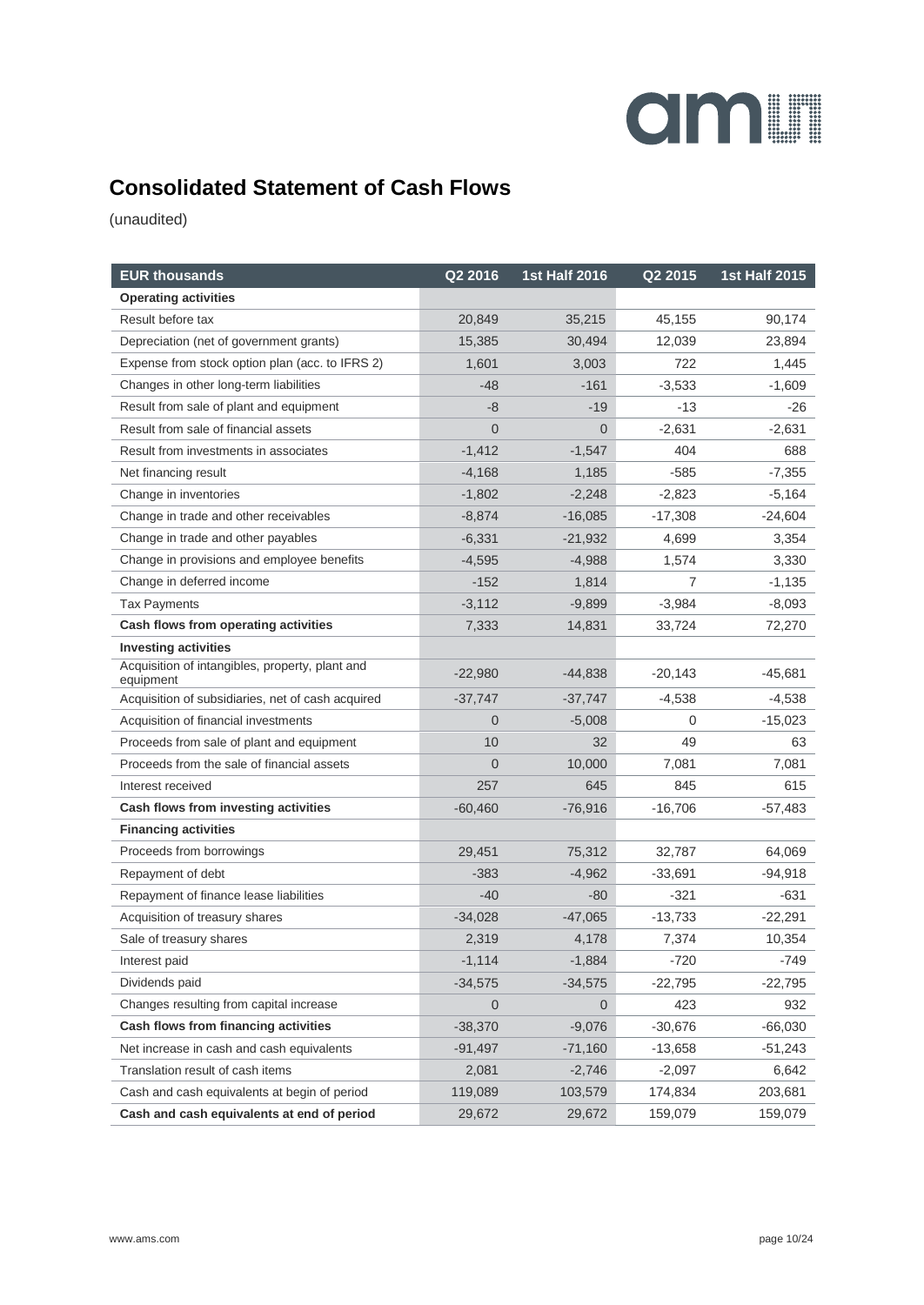# Consolidated Statement of Cash Flows

(unaudited)

| EUR thousands | Q2 2016 | 1st Half 2016 | Q2 2015 | 1st Half 2015 |
|---|---|---|---|---|
| **Operating activities** | | | | |
| Result before tax | 20,849 | 35,215 | 45,155 | 90,174 |
| Depreciation (net of government grants) | 15,385 | 30,494 | 12,039 | 23,894 |
| Expense from stock option plan (acc. to IFRS 2) | 1,601 | 3,003 | 722 | 1,445 |
| Changes in other long-term liabilities | -48 | -161 | -3,533 | -1,609 |
| Result from sale of plant and equipment | -8 | -19 | -13 | -26 |
| Result from sale of financial assets | 0 | 0 | -2,631 | -2,631 |
| Result from investments in associates | -1,412 | -1,547 | 404 | 688 |
| Net financing result | -4,168 | 1,185 | -585 | -7,355 |
| Change in inventories | -1,802 | -2,248 | -2,823 | -5,164 |
| Change in trade and other receivables | -8,874 | -16,085 | -17,308 | -24,604 |
| Change in trade and other payables | -6,331 | -21,932 | 4,699 | 3,354 |
| Change in provisions and employee benefits | -4,595 | -4,988 | 1,574 | 3,330 |
| Change in deferred income | -152 | 1,814 | 7 | -1,135 |
| Tax Payments | -3,112 | -9,899 | -3,984 | -8,093 |
| **Cash flows from operating activities** | 7,333 | 14,831 | 33,724 | 72,270 |
| **Investing activities** | | | | |
| Acquisition of intangibles, property, plant and equipment | -22,980 | -44,838 | -20,143 | -45,681 |
| Acquisition of subsidiaries, net of cash acquired | -37,747 | -37,747 | -4,538 | -4,538 |
| Acquisition of financial investments | 0 | -5,008 | 0 | -15,023 |
| Proceeds from sale of plant and equipment | 10 | 32 | 49 | 63 |
| Proceeds from the sale of financial assets | 0 | 10,000 | 7,081 | 7,081 |
| Interest received | 257 | 645 | 845 | 615 |
| **Cash flows from investing activities** | -60,460 | -76,916 | -16,706 | -57,483 |
| **Financing activities** | | | | |
| Proceeds from borrowings | 29,451 | 75,312 | 32,787 | 64,069 |
| Repayment of debt | -383 | -4,962 | -33,691 | -94,918 |
| Repayment of finance lease liabilities | -40 | -80 | -321 | -631 |
| Acquisition of treasury shares | -34,028 | -47,065 | -13,733 | -22,291 |
| Sale of treasury shares | 2,319 | 4,178 | 7,374 | 10,354 |
| Interest paid | -1,114 | -1,884 | -720 | -749 |
| Dividends paid | -34,575 | -34,575 | -22,795 | -22,795 |
| Changes resulting from capital increase | 0 | 0 | 423 | 932 |
| **Cash flows from financing activities** | -38,370 | -9,076 | -30,676 | -66,030 |
| Net increase in cash and cash equivalents | -91,497 | -71,160 | -13,658 | -51,243 |
| Translation result of cash items | 2,081 | -2,746 | -2,097 | 6,642 |
| Cash and cash equivalents at begin of period | 119,089 | 103,579 | 174,834 | 203,681 |
| **Cash and cash equivalents at end of period** | 29,672 | 29,672 | 159,079 | 159,079 |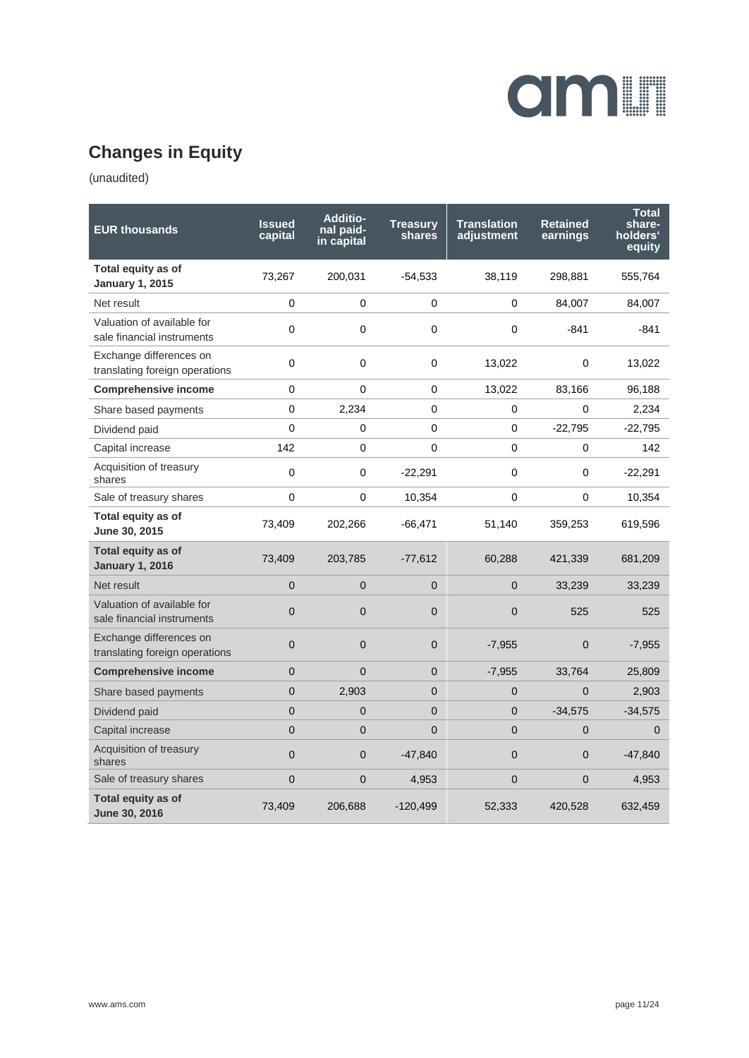## Changes in Equity

(unaudited)

| EUR thousands | Issued capital | Additional paid-in capital | Treasury shares | Translation adjustment | Retained earnings | Total shareholders' equity |
|---|---|---|---|---|---|---|
| **Total equity as of January 1, 2015** | 73,267 | 200,031 | -54,533 | 38,119 | 298,881 | 555,764 |
| Net result | 0 | 0 | 0 | 0 | 84,007 | 84,007 |
| Valuation of available for sale financial instruments | 0 | 0 | 0 | 0 | -841 | -841 |
| Exchange differences on translating foreign operations | 0 | 0 | 0 | 13,022 | 0 | 13,022 |
| **Comprehensive income** | 0 | 0 | 0 | 13,022 | 83,166 | 96,188 |
| Share based payments | 0 | 2,234 | 0 | 0 | 0 | 2,234 |
| Dividend paid | 0 | 0 | 0 | 0 | -22,795 | -22,795 |
| Capital increase | 142 | 0 | 0 | 0 | 0 | 142 |
| Acquisition of treasury shares | 0 | 0 | -22,291 | 0 | 0 | -22,291 |
| Sale of treasury shares | 0 | 0 | 10,354 | 0 | 0 | 10,354 |
| **Total equity as of June 30, 2015** | 73,409 | 202,266 | -66,471 | 51,140 | 359,253 | 619,596 |
| **Total equity as of January 1, 2016** | 73,409 | 203,785 | -77,612 | 60,288 | 421,339 | 681,209 |
| Net result | 0 | 0 | 0 | 0 | 33,239 | 33,239 |
| Valuation of available for sale financial instruments | 0 | 0 | 0 | 0 | 525 | 525 |
| Exchange differences on translating foreign operations | 0 | 0 | 0 | -7,955 | 0 | -7,955 |
| **Comprehensive income** | 0 | 0 | 0 | -7,955 | 33,764 | 25,809 |
| Share based payments | 0 | 2,903 | 0 | 0 | 0 | 2,903 |
| Dividend paid | 0 | 0 | 0 | 0 | -34,575 | -34,575 |
| Capital increase | 0 | 0 | 0 | 0 | 0 | 0 |
| Acquisition of treasury shares | 0 | 0 | -47,840 | 0 | 0 | -47,840 |
| Sale of treasury shares | 0 | 0 | 4,953 | 0 | 0 | 4,953 |
| **Total equity as of June 30, 2016** | 73,409 | 206,688 | -120,499 | 52,333 | 420,528 | 632,459 |

www.ams.com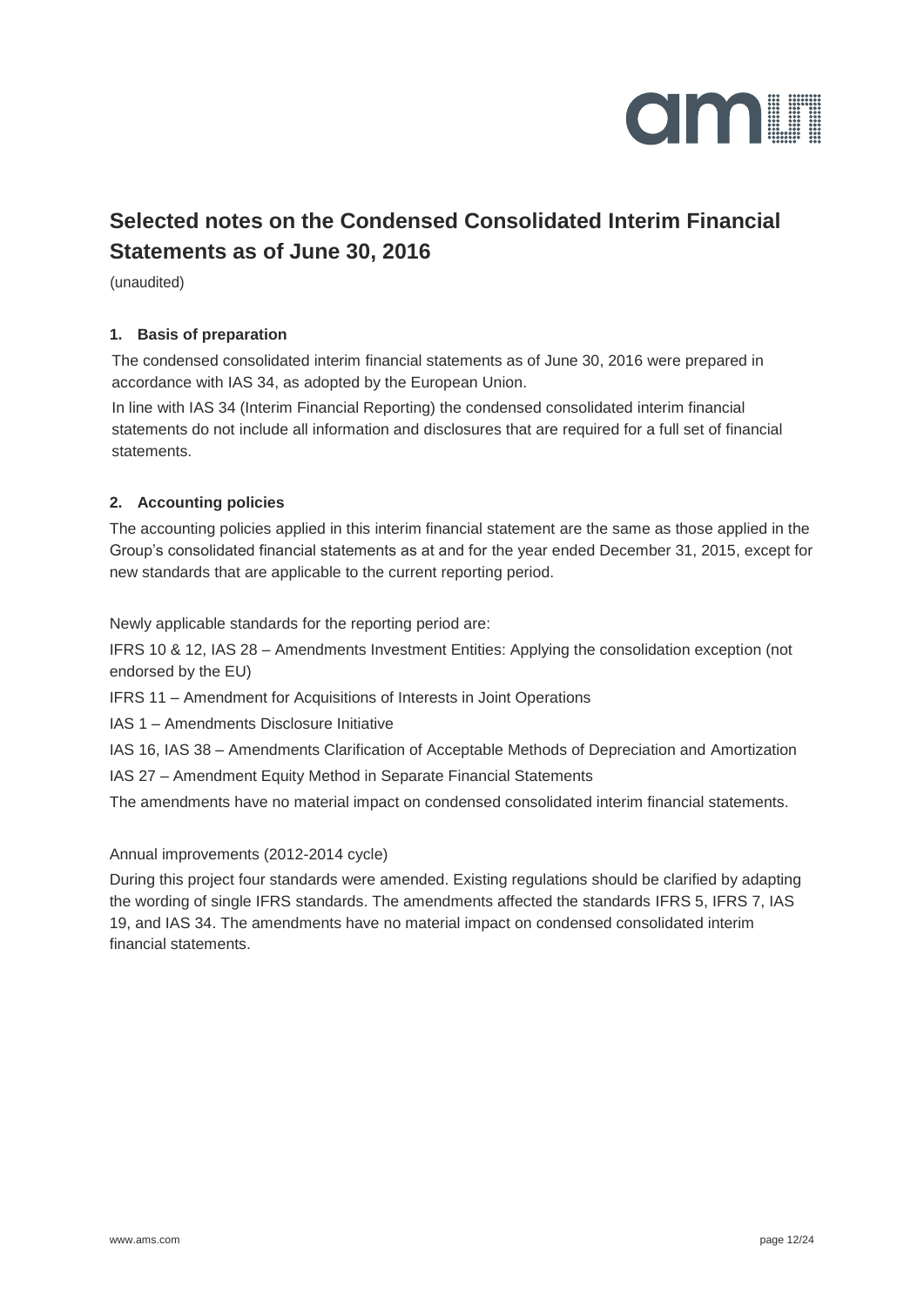# Selected notes on the Condensed Consolidated Interim Financial Statements as of June 30, 2016

(unaudited)

## 1. Basis of preparation

The condensed consolidated interim financial statements as of June 30, 2016 were prepared in accordance with IAS 34, as adopted by the European Union.

In line with IAS 34 (Interim Financial Reporting) the condensed consolidated interim financial statements do not include all information and disclosures that are required for a full set of financial statements.

## 2. Accounting policies

The accounting policies applied in this interim financial statement are the same as those applied in the Group's consolidated financial statements as at and for the year ended December 31, 2015, except for new standards that are applicable to the current reporting period.

Newly applicable standards for the reporting period are:

IFRS 10 & 12, IAS 28 – Amendments Investment Entities: Applying the consolidation exception (not endorsed by the EU)

IFRS 11 – Amendment for Acquisitions of Interests in Joint Operations

IAS 1 – Amendments Disclosure Initiative

IAS 16, IAS 38 – Amendments Clarification of Acceptable Methods of Depreciation and Amortization

IAS 27 – Amendment Equity Method in Separate Financial Statements

The amendments have no material impact on condensed consolidated interim financial statements.

Annual improvements (2012-2014 cycle)

During this project four standards were amended. Existing regulations should be clarified by adapting the wording of single IFRS standards. The amendments affected the standards IFRS 5, IFRS 7, IAS 19, and IAS 34. The amendments have no material impact on condensed consolidated interim financial statements.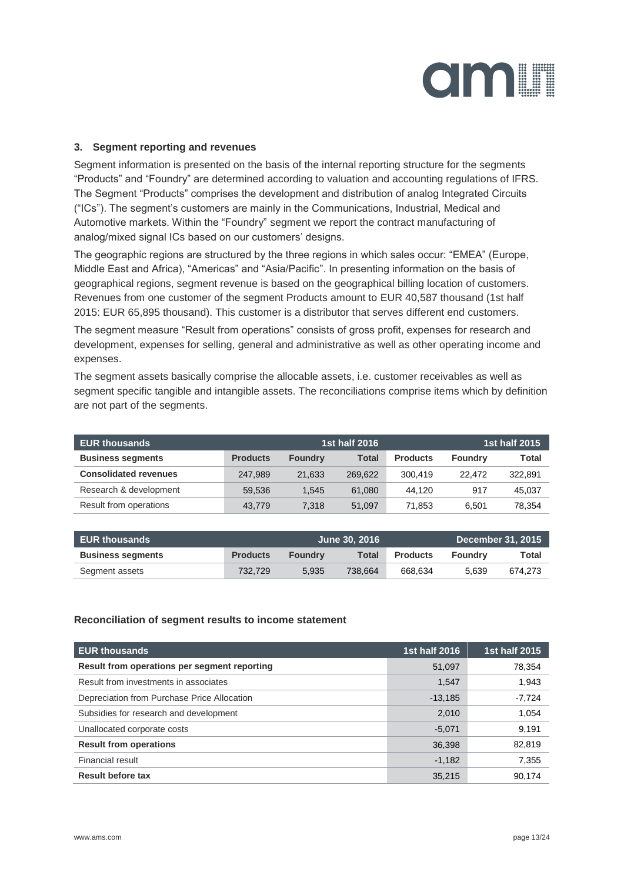### 3. Segment reporting and revenues

Segment information is presented on the basis of the internal reporting structure for the segments "Products" and "Foundry" are determined according to valuation and accounting regulations of IFRS. The Segment "Products" comprises the development and distribution of analog Integrated Circuits ("ICs"). The segment's customers are mainly in the Communications, Industrial, Medical and Automotive markets. Within the "Foundry" segment we report the contract manufacturing of analog/mixed signal ICs based on our customers' designs.

The geographic regions are structured by the three regions in which sales occur: "EMEA" (Europe, Middle East and Africa), "Americas" and "Asia/Pacific". In presenting information on the basis of geographical regions, segment revenue is based on the geographical billing location of customers. Revenues from one customer of the segment Products amount to EUR 40,587 thousand (1st half 2015: EUR 65,895 thousand). This customer is a distributor that serves different end customers.

The segment measure "Result from operations" consists of gross profit, expenses for research and development, expenses for selling, general and administrative as well as other operating income and expenses.

The segment assets basically comprise the allocable assets, i.e. customer receivables as well as segment specific tangible and intangible assets. The reconciliations comprise items which by definition are not part of the segments.

| EUR thousands | 1st half 2016 | | | 1st half 2015 | | |
|---|---|---|---|---|---|---|
| **Business segments** | **Products** | **Foundry** | **Total** | **Products** | **Foundry** | **Total** |
| **Consolidated revenues** | 247,989 | 21,633 | 269,622 | 300,419 | 22,472 | 322,891 |
| Research & development | 59,536 | 1,545 | 61,080 | 44,120 | 917 | 45,037 |
| Result from operations | 43,779 | 7,318 | 51,097 | 71,853 | 6,501 | 78,354 |

| EUR thousands | June 30, 2016 | | | December 31, 2015 | | |
|---|---|---|---|---|---|---|
| **Business segments** | **Products** | **Foundry** | **Total** | **Products** | **Foundry** | **Total** |
| Segment assets | 732,729 | 5,935 | 738,664 | 668,634 | 5,639 | 674,273 |

#### Reconciliation of segment results to income statement

| EUR thousands | 1st half 2016 | 1st half 2015 |
|---|---|---|
| **Result from operations per segment reporting** | 51,097 | 78,354 |
| Result from investments in associates | 1,547 | 1,943 |
| Depreciation from Purchase Price Allocation | -13,185 | -7,724 |
| Subsidies for research and development | 2,010 | 1,054 |
| Unallocated corporate costs | -5,071 | 9,191 |
| **Result from operations** | 36,398 | 82,819 |
| Financial result | -1,182 | 7,355 |
| **Result before tax** | 35,215 | 90,174 |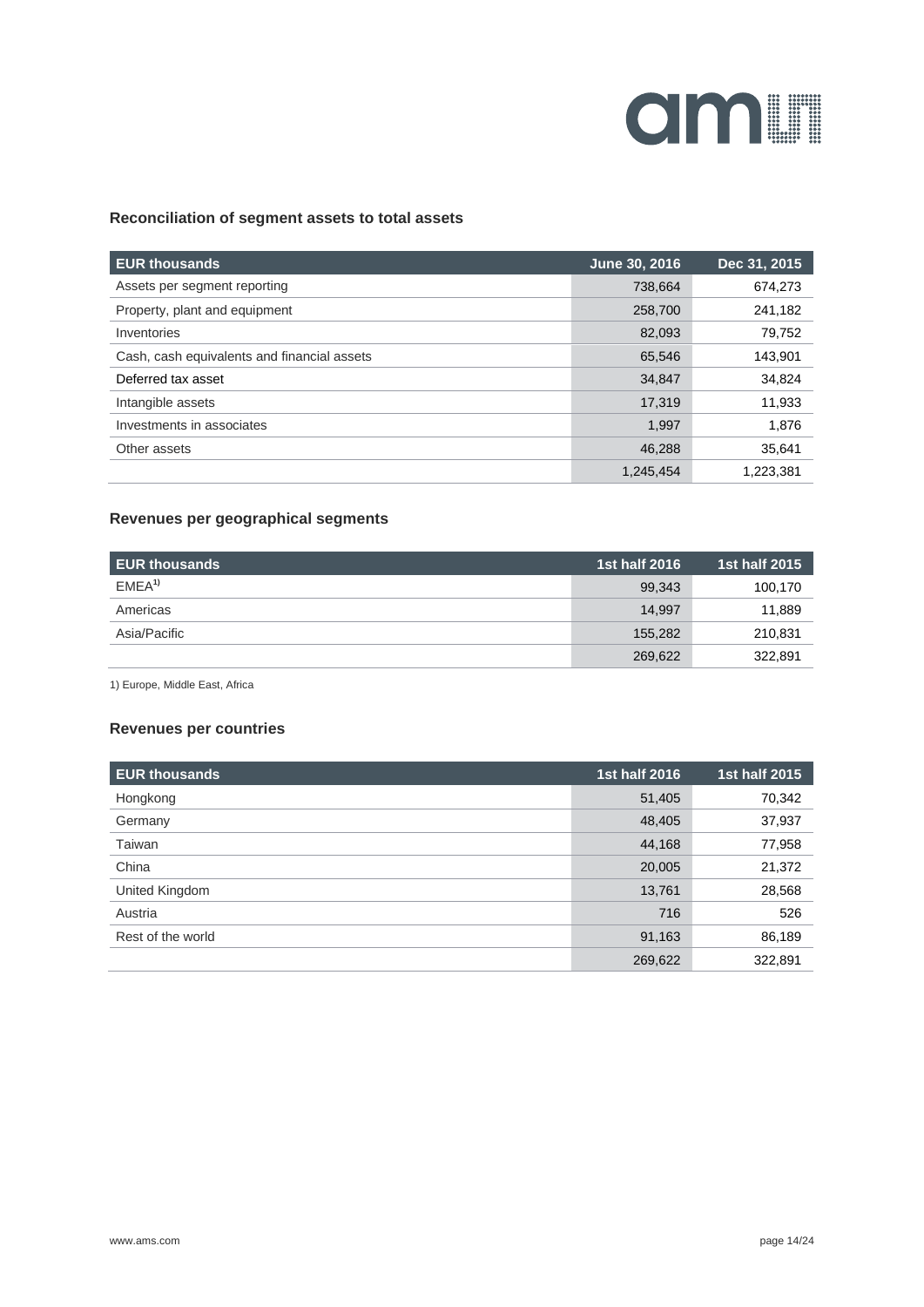### Reconciliation of segment assets to total assets

| EUR thousands | June 30, 2016 | Dec 31, 2015 |
|---|---|---|
| Assets per segment reporting | 738,664 | 674,273 |
| Property, plant and equipment | 258,700 | 241,182 |
| Inventories | 82,093 | 79,752 |
| Cash, cash equivalents and financial assets | 65,546 | 143,901 |
| Deferred tax asset | 34,847 | 34,824 |
| Intangible assets | 17,319 | 11,933 |
| Investments in associates | 1,997 | 1,876 |
| Other assets | 46,288 | 35,641 |
| | 1,245,454 | 1,223,381 |

### Revenues per geographical segments

| EUR thousands | 1st half 2016 | 1st half 2015 |
|---|---|---|
| EMEA[1)] | 99,343 | 100,170 |
| Americas | 14,997 | 11,889 |
| Asia/Pacific | 155,282 | 210,831 |
| | 269,622 | 322,891 |

1) Europe, Middle East, Africa

### Revenues per countries

| EUR thousands | 1st half 2016 | 1st half 2015 |
|---|---|---|
| Hongkong | 51,405 | 70,342 |
| Germany | 48,405 | 37,937 |
| Taiwan | 44,168 | 77,958 |
| China | 20,005 | 21,372 |
| United Kingdom | 13,761 | 28,568 |
| Austria | 716 | 526 |
| Rest of the world | 91,163 | 86,189 |
| | 269,622 | 322,891 |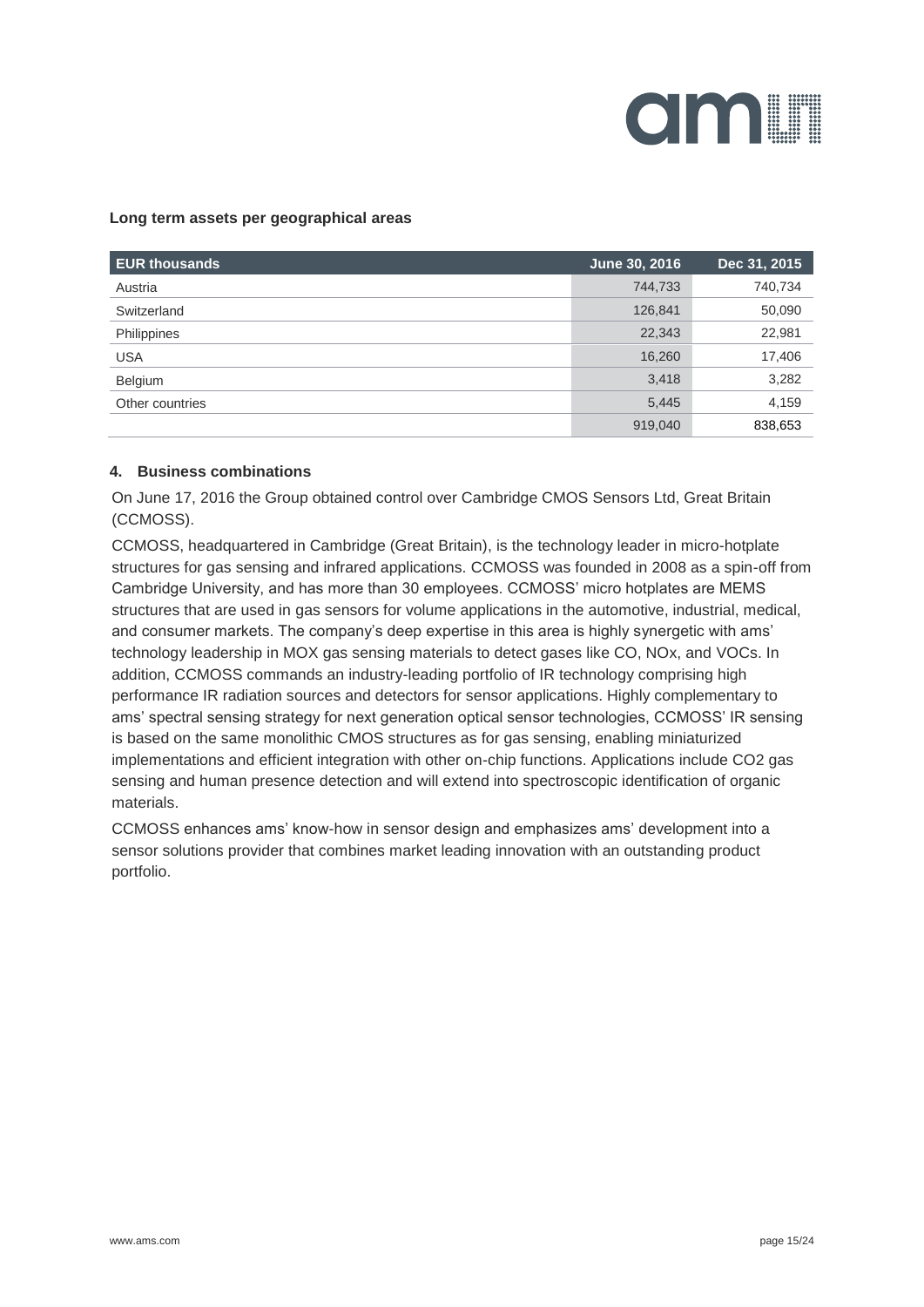**Long term assets per geographical areas**

| EUR thousands | June 30, 2016 | Dec 31, 2015 |
|---|---|---|
| Austria | 744,733 | 740,734 |
| Switzerland | 126,841 | 50,090 |
| Philippines | 22,343 | 22,981 |
| USA | 16,260 | 17,406 |
| Belgium | 3,418 | 3,282 |
| Other countries | 5,445 | 4,159 |
| | 919,040 | 838,653 |

### 4. Business combinations

On June 17, 2016 the Group obtained control over Cambridge CMOS Sensors Ltd, Great Britain (CCMOSS).

CCMOSS, headquartered in Cambridge (Great Britain), is the technology leader in micro-hotplate structures for gas sensing and infrared applications. CCMOSS was founded in 2008 as a spin-off from Cambridge University, and has more than 30 employees. CCMOSS' micro hotplates are MEMS structures that are used in gas sensors for volume applications in the automotive, industrial, medical, and consumer markets. The company's deep expertise in this area is highly synergetic with ams' technology leadership in MOX gas sensing materials to detect gases like CO, $NO_x$, and VOCs. In addition, CCMOSS commands an industry-leading portfolio of IR technology comprising high performance IR radiation sources and detectors for sensor applications. Highly complementary to ams' spectral sensing strategy for next generation optical sensor technologies, CCMOSS' IR sensing is based on the same monolithic CMOS structures as for gas sensing, enabling miniaturized implementations and efficient integration with other on-chip functions. Applications include $CO_2$ gas sensing and human presence detection and will extend into spectroscopic identification of organic materials.

CCMOSS enhances ams' know-how in sensor design and emphasizes ams' development into a sensor solutions provider that combines market leading innovation with an outstanding product portfolio.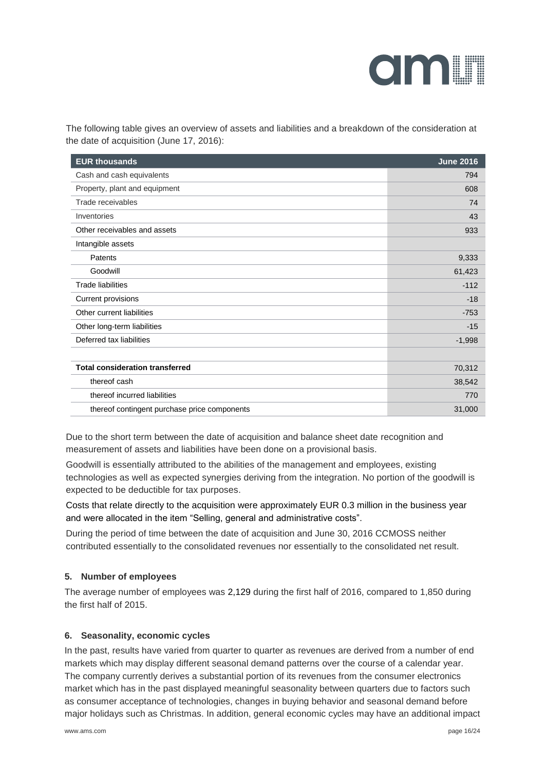The following table gives an overview of assets and liabilities and a breakdown of the consideration at the date of acquisition (June 17, 2016):

| EUR thousands | June 2016 |
|---|---|
| Cash and cash equivalents | 794 |
| Property, plant and equipment | 608 |
| Trade receivables | 74 |
| Inventories | 43 |
| Other receivables and assets | 933 |
| Intangible assets | |
| Patents | 9,333 |
| Goodwill | 61,423 |
| Trade liabilities | -112 |
| Current provisions | -18 |
| Other current liabilities | -753 |
| Other long-term liabilities | -15 |
| Deferred tax liabilities | -1,998 |
| | |
| **Total consideration transferred** | 70,312 |
| thereof cash | 38,542 |
| thereof incurred liabilities | 770 |
| thereof contingent purchase price components | 31,000 |

Due to the short term between the date of acquisition and balance sheet date recognition and measurement of assets and liabilities have been done on a provisional basis.

Goodwill is essentially attributed to the abilities of the management and employees, existing technologies as well as expected synergies deriving from the integration. No portion of the goodwill is expected to be deductible for tax purposes.

Costs that relate directly to the acquisition were approximately EUR 0.3 million in the business year and were allocated in the item “Selling, general and administrative costs”.

During the period of time between the date of acquisition and June 30, 2016 CCMOSS neither contributed essentially to the consolidated revenues nor essentially to the consolidated net result.

## 5. Number of employees

The average number of employees was 2,129 during the first half of 2016, compared to 1,850 during the first half of 2015.

## 6. Seasonality, economic cycles

In the past, results have varied from quarter to quarter as revenues are derived from a number of end markets which may display different seasonal demand patterns over the course of a calendar year. The company currently derives a substantial portion of its revenues from the consumer electronics market which has in the past displayed meaningful seasonality between quarters due to factors such as consumer acceptance of technologies, changes in buying behavior and seasonal demand before major holidays such as Christmas. In addition, general economic cycles may have an additional impact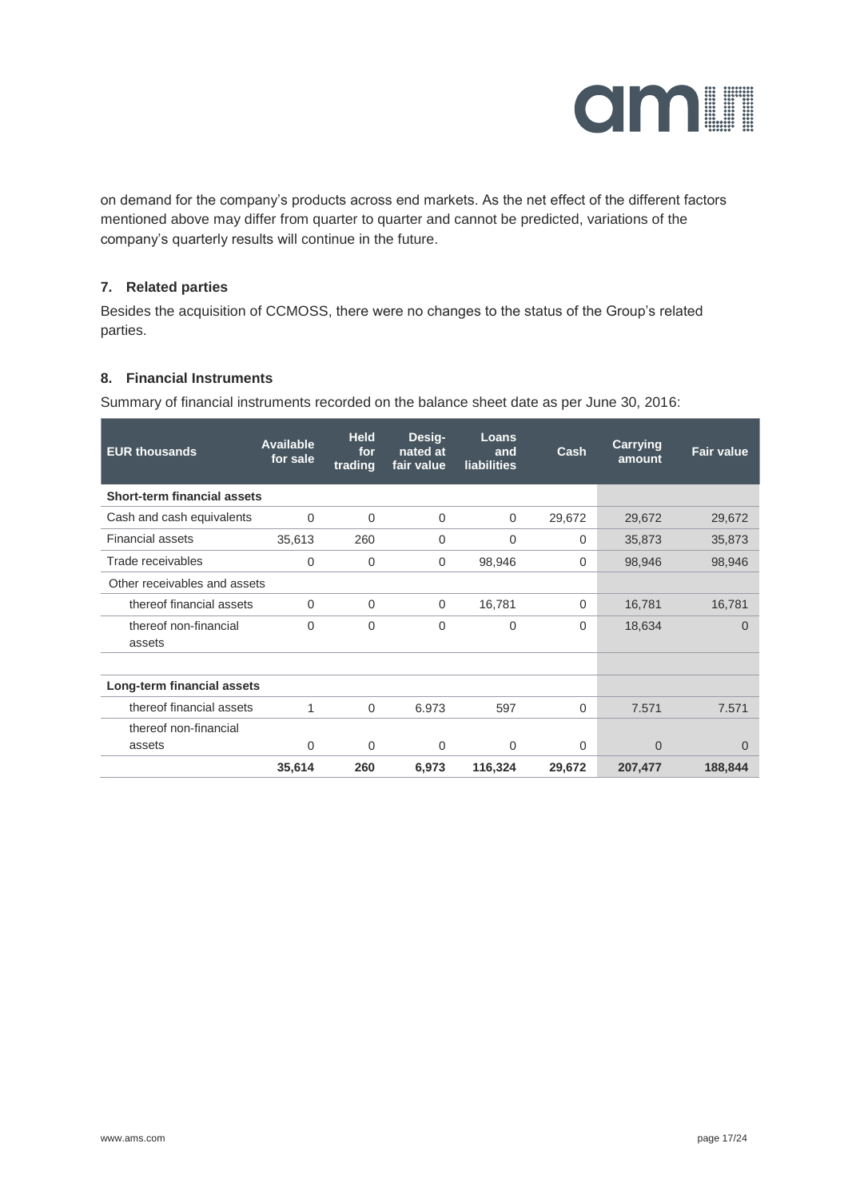on demand for the company's products across end markets. As the net effect of the different factors mentioned above may differ from quarter to quarter and cannot be predicted, variations of the company's quarterly results will continue in the future.

### 7. Related parties

Besides the acquisition of CCMOSS, there were no changes to the status of the Group's related parties.

### 8. Financial Instruments

Summary of financial instruments recorded on the balance sheet date as per June 30, 2016:

| EUR thousands | Available for sale | Held for trading | Desig-nated at fair value | Loans and liabilities | Cash | Carrying amount | Fair value |
|---|---|---|---|---|---|---|---|
| **Short-term financial assets** | | | | | | | |
| Cash and cash equivalents | 0 | 0 | 0 | 0 | 29,672 | 29,672 | 29,672 |
| Financial assets | 35,613 | 260 | 0 | 0 | 0 | 35,873 | 35,873 |
| Trade receivables | 0 | 0 | 0 | 98,946 | 0 | 98,946 | 98,946 |
| Other receivables and assets | | | | | | | |
| thereof financial assets | 0 | 0 | 0 | 16,781 | 0 | 16,781 | 16,781 |
| thereof non-financial assets | 0 | 0 | 0 | 0 | 0 | 18,634 | 0 |
| | | | | | | | |
| **Long-term financial assets** | | | | | | | |
| thereof financial assets | 1 | 0 | 6.973 | 597 | 0 | 7.571 | 7.571 |
| thereof non-financial assets | 0 | 0 | 0 | 0 | 0 | 0 | 0 |
| | **35,614** | **260** | **6,973** | **116,324** | **29,672** | **207,477** | **188,844** |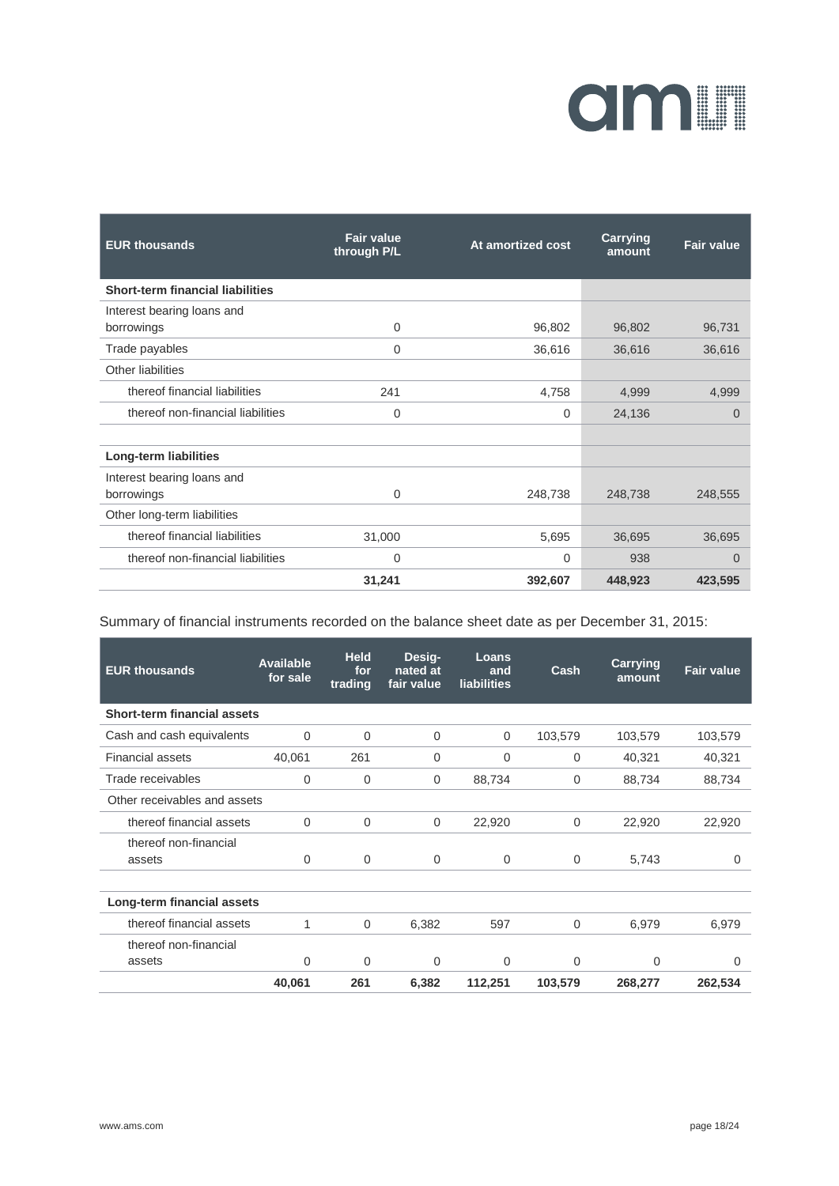| EUR thousands | Fair value through P/L | At amortized cost | Carrying amount | Fair value |
|---|---|---|---|---|
| **Short-term financial liabilities** | | | | |
| Interest bearing loans and borrowings | 0 | 96,802 | 96,802 | 96,731 |
| Trade payables | 0 | 36,616 | 36,616 | 36,616 |
| Other liabilities | | | | |
| thereof financial liabilities | 241 | 4,758 | 4,999 | 4,999 |
| thereof non-financial liabilities | 0 | 0 | 24,136 | 0 |
| | | | | |
| **Long-term liabilities** | | | | |
| Interest bearing loans and borrowings | 0 | 248,738 | 248,738 | 248,555 |
| Other long-term liabilities | | | | |
| thereof financial liabilities | 31,000 | 5,695 | 36,695 | 36,695 |
| thereof non-financial liabilities | 0 | 0 | 938 | 0 |
| | **31,241** | **392,607** | **448,923** | **423,595** |

Summary of financial instruments recorded on the balance sheet date as per December 31, 2015:

| EUR thousands | Available for sale | Held for trading | Desig-nated at fair value | Loans and liabilities | Cash | Carrying amount | Fair value |
|---|---|---|---|---|---|---|---|
| **Short-term financial assets** | | | | | | | |
| Cash and cash equivalents | 0 | 0 | 0 | 0 | 103,579 | 103,579 | 103,579 |
| Financial assets | 40,061 | 261 | 0 | 0 | 0 | 40,321 | 40,321 |
| Trade receivables | 0 | 0 | 0 | 88,734 | 0 | 88,734 | 88,734 |
| Other receivables and assets | | | | | | | |
| thereof financial assets | 0 | 0 | 0 | 22,920 | 0 | 22,920 | 22,920 |
| thereof non-financial assets | 0 | 0 | 0 | 0 | 0 | 5,743 | 0 |
| | | | | | | | |
| **Long-term financial assets** | | | | | | | |
| thereof financial assets | 1 | 0 | 6,382 | 597 | 0 | 6,979 | 6,979 |
| thereof non-financial assets | 0 | 0 | 0 | 0 | 0 | 0 | 0 |
| | **40,061** | **261** | **6,382** | **112,251** | **103,579** | **268,277** | **262,534** |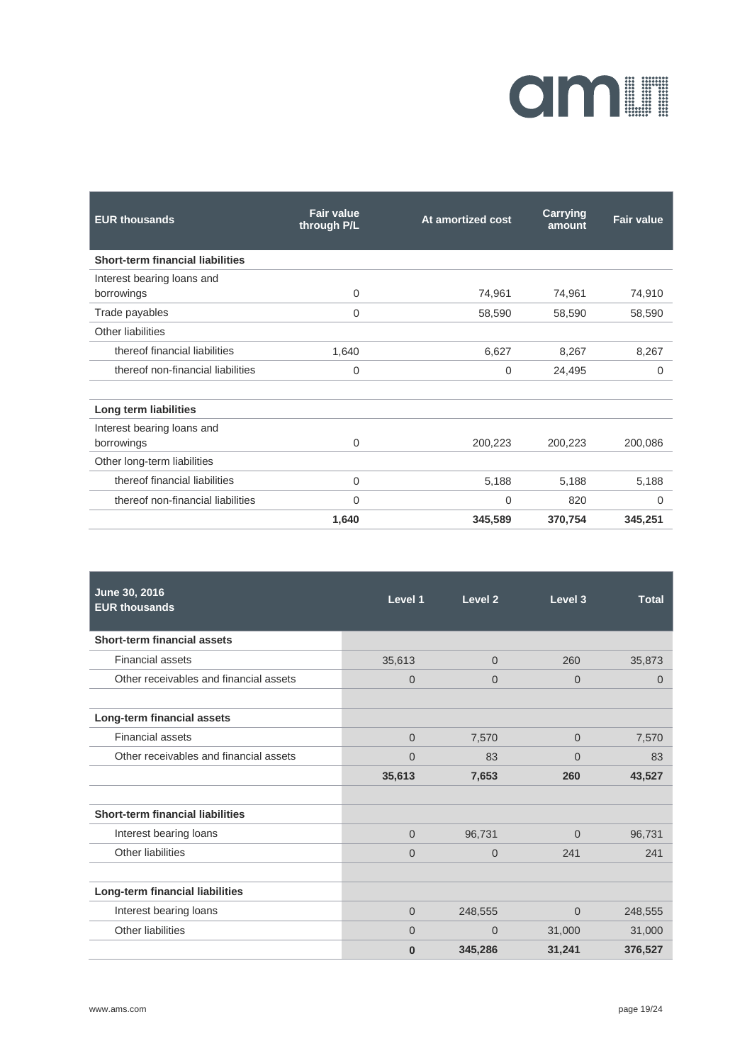| EUR thousands | Fair value through P/L | At amortized cost | Carrying amount | Fair value |
|---|---|---|---|---|
| **Short-term financial liabilities** | | | | |
| Interest bearing loans and borrowings | 0 | 74,961 | 74,961 | 74,910 |
| Trade payables | 0 | 58,590 | 58,590 | 58,590 |
| Other liabilities | | | | |
| thereof financial liabilities | 1,640 | 6,627 | 8,267 | 8,267 |
| thereof non-financial liabilities | 0 | 0 | 24,495 | 0 |
| | | | | |
| **Long term liabilities** | | | | |
| Interest bearing loans and borrowings | 0 | 200,223 | 200,223 | 200,086 |
| Other long-term liabilities | | | | |
| thereof financial liabilities | 0 | 5,188 | 5,188 | 5,188 |
| thereof non-financial liabilities | 0 | 0 | 820 | 0 |
| | **1,640** | **345,589** | **370,754** | **345,251** |

| June 30, 2016<br>EUR thousands | Level 1 | Level 2 | Level 3 | Total |
|---|---|---|---|---|
| **Short-term financial assets** | | | | |
| Financial assets | 35,613 | 0 | 260 | 35,873 |
| Other receivables and financial assets | 0 | 0 | 0 | 0 |
| | | | | |
| **Long-term financial assets** | | | | |
| Financial assets | 0 | 7,570 | 0 | 7,570 |
| Other receivables and financial assets | 0 | 83 | 0 | 83 |
| | **35,613** | **7,653** | **260** | **43,527** |
| | | | | |
| **Short-term financial liabilities** | | | | |
| Interest bearing loans | 0 | 96,731 | 0 | 96,731 |
| Other liabilities | 0 | 0 | 241 | 241 |
| | | | | |
| **Long-term financial liabilities** | | | | |
| Interest bearing loans | 0 | 248,555 | 0 | 248,555 |
| Other liabilities | 0 | 0 | 31,000 | 31,000 |
| | **0** | **345,286** | **31,241** | **376,527** |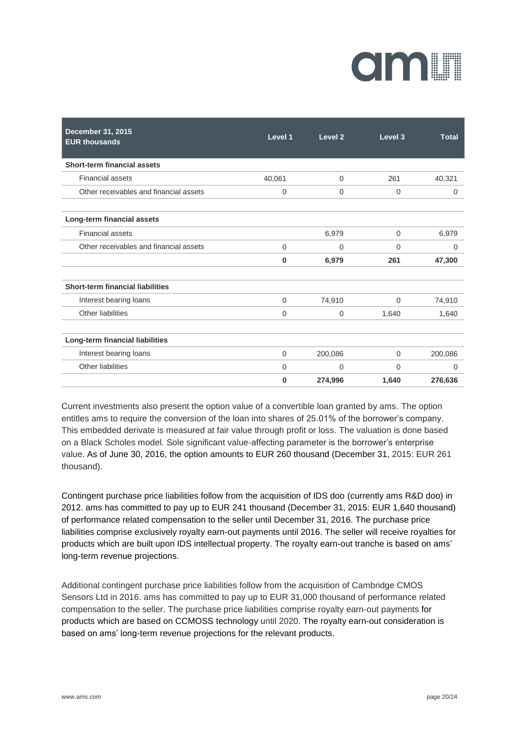| December 31, 2015<br>EUR thousands | Level 1 | Level 2 | Level 3 | Total |
|---|---|---|---|---|
| **Short-term financial assets** | | | | |
| Financial assets | 40,061 | 0 | 261 | 40,321 |
| Other receivables and financial assets | 0 | 0 | 0 | 0 |
| | | | | |
| **Long-term financial assets** | | | | |
| Financial assets | | 6,979 | 0 | 6,979 |
| Other receivables and financial assets | 0 | 0 | 0 | 0 |
| | **0** | **6,979** | **261** | **47,300** |
| | | | | |
| **Short-term financial liabilities** | | | | |
| Interest bearing loans | 0 | 74,910 | 0 | 74,910 |
| Other liabilities | 0 | 0 | 1,640 | 1,640 |
| | | | | |
| **Long-term financial liabilities** | | | | |
| Interest bearing loans | 0 | 200,086 | 0 | 200,086 |
| Other liabilities | 0 | 0 | 0 | 0 |
| | **0** | **274,996** | **1,640** | **276,636** |

Current investments also present the option value of a convertible loan granted by ams. The option entitles ams to require the conversion of the loan into shares of 25.01% of the borrower's company. This embedded derivate is measured at fair value through profit or loss. The valuation is done based on a Black Scholes model. Sole significant value-affecting parameter is the borrower's enterprise value. As of June 30, 2016, the option amounts to EUR 260 thousand (December 31, 2015: EUR 261 thousand).

Contingent purchase price liabilities follow from the acquisition of IDS doo (currently ams R&D doo) in 2012. ams has committed to pay up to EUR 241 thousand (December 31, 2015: EUR 1,640 thousand) of performance related compensation to the seller until December 31, 2016. The purchase price liabilities comprise exclusively royalty earn-out payments until 2016. The seller will receive royalties for products which are built upon IDS intellectual property. The royalty earn-out tranche is based on ams' long-term revenue projections.

Additional contingent purchase price liabilities follow from the acquisition of Cambridge CMOS Sensors Ltd in 2016. ams has committed to pay up to EUR 31,000 thousand of performance related compensation to the seller. The purchase price liabilities comprise royalty earn-out payments for products which are based on CCMOSS technology until 2020. The royalty earn-out consideration is based on ams' long-term revenue projections for the relevant products.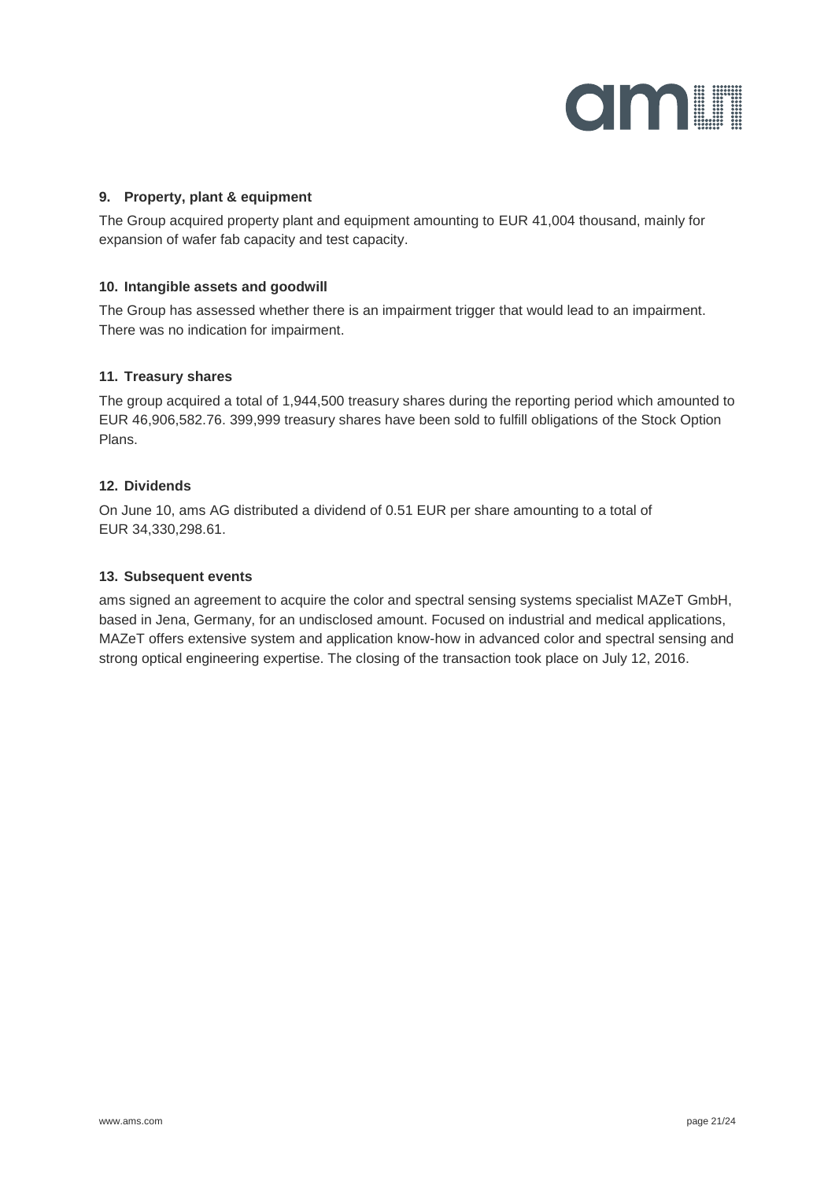## 9. Property, plant & equipment

The Group acquired property plant and equipment amounting to EUR 41,004 thousand, mainly for expansion of wafer fab capacity and test capacity.

## 10. Intangible assets and goodwill

The Group has assessed whether there is an impairment trigger that would lead to an impairment. There was no indication for impairment.

## 11. Treasury shares

The group acquired a total of 1,944,500 treasury shares during the reporting period which amounted to EUR 46,906,582.76. 399,999 treasury shares have been sold to fulfill obligations of the Stock Option Plans.

## 12. Dividends

On June 10, ams AG distributed a dividend of 0.51 EUR per share amounting to a total of EUR 34,330,298.61.

## 13. Subsequent events

ams signed an agreement to acquire the color and spectral sensing systems specialist MAZeT GmbH, based in Jena, Germany, for an undisclosed amount. Focused on industrial and medical applications, MAZeT offers extensive system and application know-how in advanced color and spectral sensing and strong optical engineering expertise. The closing of the transaction took place on July 12, 2016.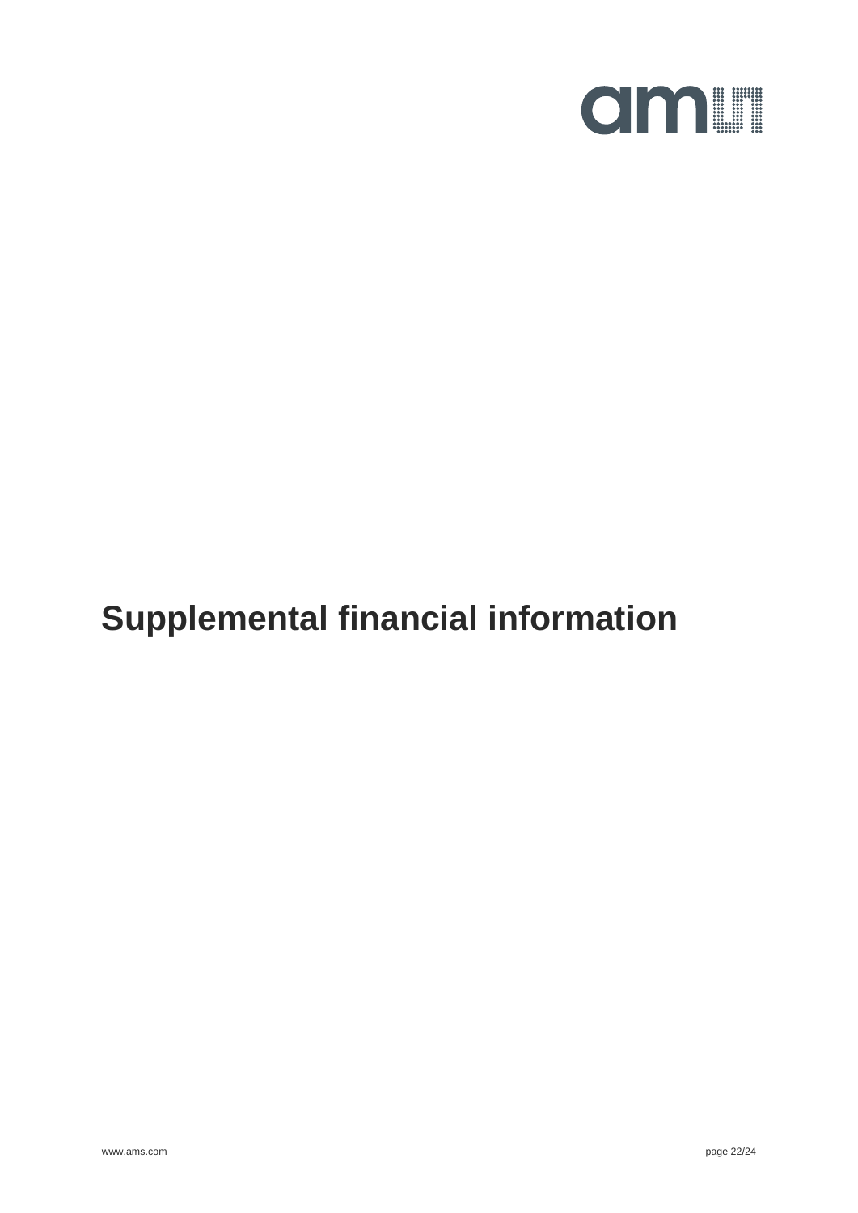# Supplemental financial information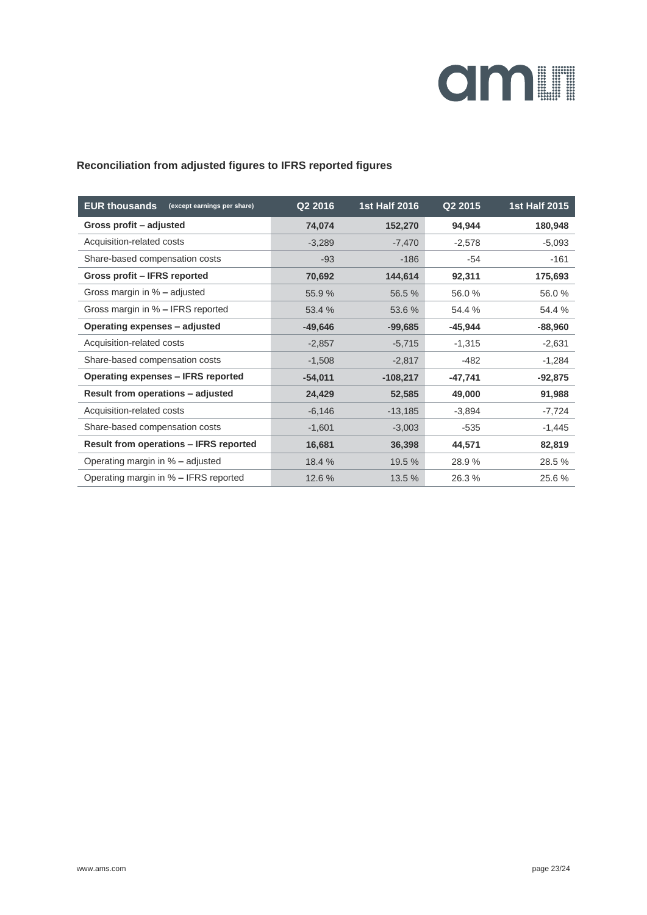## Reconciliation from adjusted figures to IFRS reported figures

| EUR thousands (except earnings per share) | Q2 2016 | 1st Half 2016 | Q2 2015 | 1st Half 2015 |
|---|---|---|---|---|
| **Gross profit – adjusted** | **74,074** | **152,270** | **94,944** | **180,948** |
| Acquisition-related costs | -3,289 | -7,470 | -2,578 | -5,093 |
| Share-based compensation costs | -93 | -186 | -54 | -161 |
| **Gross profit – IFRS reported** | **70,692** | **144,614** | **92,311** | **175,693** |
| Gross margin in % – adjusted | 55.9 % | 56.5 % | 56.0 % | 56.0 % |
| Gross margin in % – IFRS reported | 53.4 % | 53.6 % | 54.4 % | 54.4 % |
| **Operating expenses – adjusted** | **-49,646** | **-99,685** | **-45,944** | **-88,960** |
| Acquisition-related costs | -2,857 | -5,715 | -1,315 | -2,631 |
| Share-based compensation costs | -1,508 | -2,817 | -482 | -1,284 |
| **Operating expenses – IFRS reported** | **-54,011** | **-108,217** | **-47,741** | **-92,875** |
| **Result from operations – adjusted** | **24,429** | **52,585** | **49,000** | **91,988** |
| Acquisition-related costs | -6,146 | -13,185 | -3,894 | -7,724 |
| Share-based compensation costs | -1,601 | -3,003 | -535 | -1,445 |
| **Result from operations – IFRS reported** | **16,681** | **36,398** | **44,571** | **82,819** |
| Operating margin in % – adjusted | 18.4 % | 19.5 % | 28.9 % | 28.5 % |
| Operating margin in % – IFRS reported | 12.6 % | 13.5 % | 26.3 % | 25.6 % |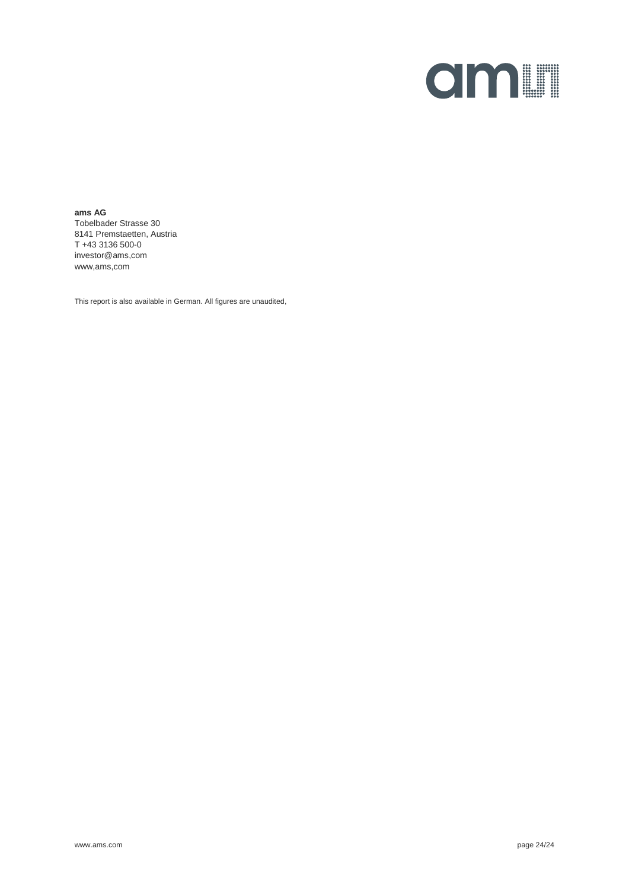**ams AG**
Tobelbader Strasse 30
8141 Premstaetten, Austria
T +43 3136 500-0
investor@ams,com
www,ams,com

This report is also available in German. All figures are unaudited,